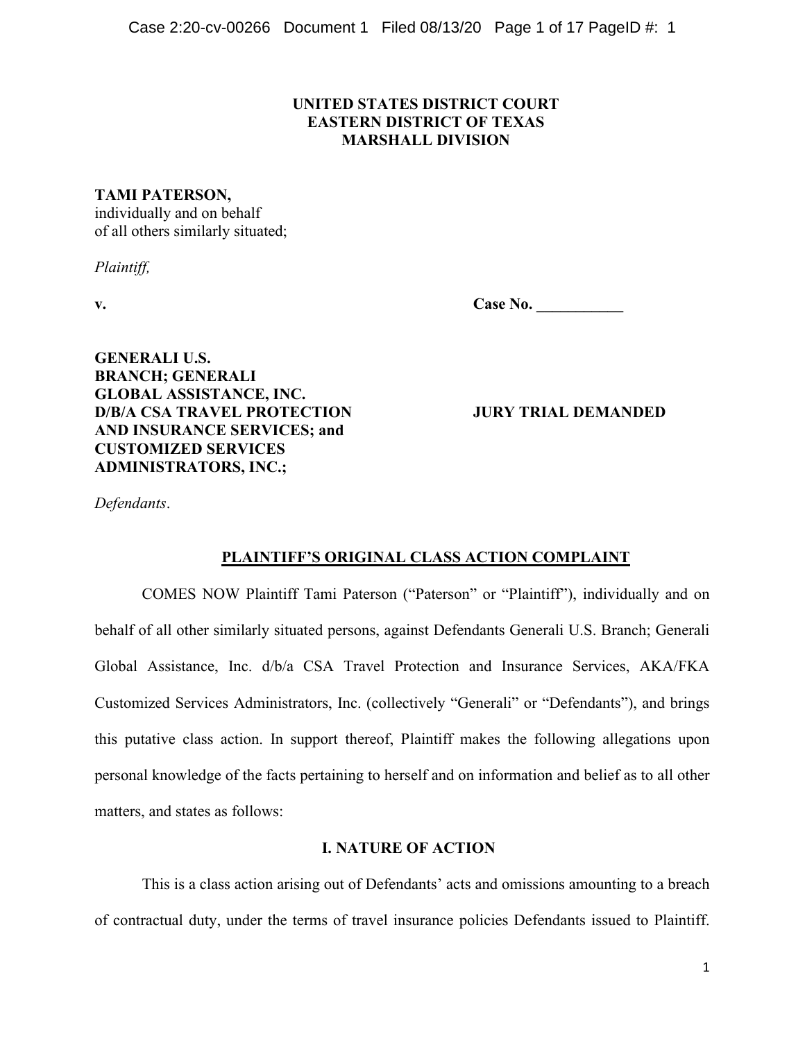**UNITED STATES DISTRICT COURT**
**EASTERN DISTRICT OF TEXAS**
**MARSHALL DIVISION**

**TAMI PATERSON,**
individually and on behalf
of all others similarly situated;

*Plaintiff,*

**v.** **Case No. \_\_\_\_\_\_\_\_\_\_\_**

**GENERALI U.S. BRANCH; GENERALI GLOBAL ASSISTANCE, INC. D/B/A CSA TRAVEL PROTECTION AND INSURANCE SERVICES; and CUSTOMIZED SERVICES ADMINISTRATORS, INC.;**

**JURY TRIAL DEMANDED**

*Defendants*.

## PLAINTIFF'S ORIGINAL CLASS ACTION COMPLAINT

COMES NOW Plaintiff Tami Paterson ("Paterson" or "Plaintiff"), individually and on behalf of all other similarly situated persons, against Defendants Generali U.S. Branch; Generali Global Assistance, Inc. d/b/a CSA Travel Protection and Insurance Services, AKA/FKA Customized Services Administrators, Inc. (collectively "Generali" or "Defendants"), and brings this putative class action. In support thereof, Plaintiff makes the following allegations upon personal knowledge of the facts pertaining to herself and on information and belief as to all other matters, and states as follows:

## I. NATURE OF ACTION

This is a class action arising out of Defendants' acts and omissions amounting to a breach of contractual duty, under the terms of travel insurance policies Defendants issued to Plaintiff.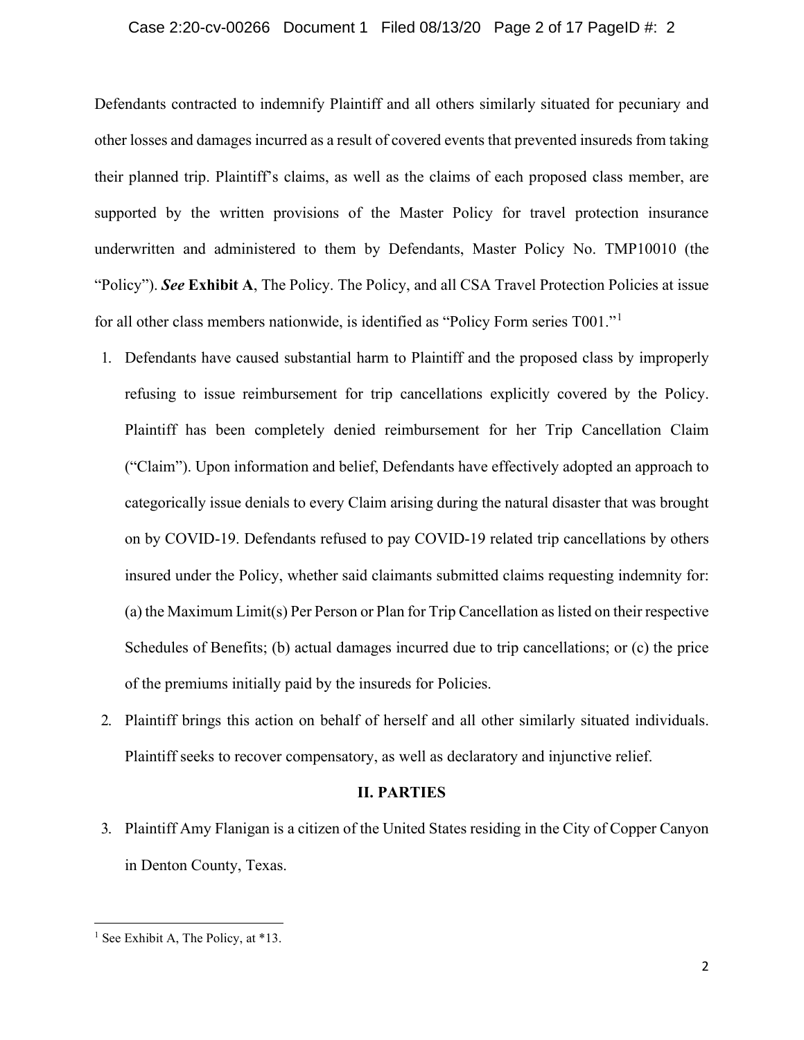Defendants contracted to indemnify Plaintiff and all others similarly situated for pecuniary and other losses and damages incurred as a result of covered events that prevented insureds from taking their planned trip. Plaintiff's claims, as well as the claims of each proposed class member, are supported by the written provisions of the Master Policy for travel protection insurance underwritten and administered to them by Defendants, Master Policy No. TMP10010 (the "Policy"). ***See*** **Exhibit A**, The Policy. The Policy, and all CSA Travel Protection Policies at issue for all other class members nationwide, is identified as "Policy Form series T001."[1]

1. Defendants have caused substantial harm to Plaintiff and the proposed class by improperly refusing to issue reimbursement for trip cancellations explicitly covered by the Policy. Plaintiff has been completely denied reimbursement for her Trip Cancellation Claim ("Claim"). Upon information and belief, Defendants have effectively adopted an approach to categorically issue denials to every Claim arising during the natural disaster that was brought on by COVID-19. Defendants refused to pay COVID-19 related trip cancellations by others insured under the Policy, whether said claimants submitted claims requesting indemnity for: (a) the Maximum Limit(s) Per Person or Plan for Trip Cancellation as listed on their respective Schedules of Benefits; (b) actual damages incurred due to trip cancellations; or (c) the price of the premiums initially paid by the insureds for Policies.

2. Plaintiff brings this action on behalf of herself and all other similarly situated individuals. Plaintiff seeks to recover compensatory, as well as declaratory and injunctive relief.

## II. PARTIES

3. Plaintiff Amy Flanigan is a citizen of the United States residing in the City of Copper Canyon in Denton County, Texas.

---

[1] See Exhibit A, The Policy, at *13.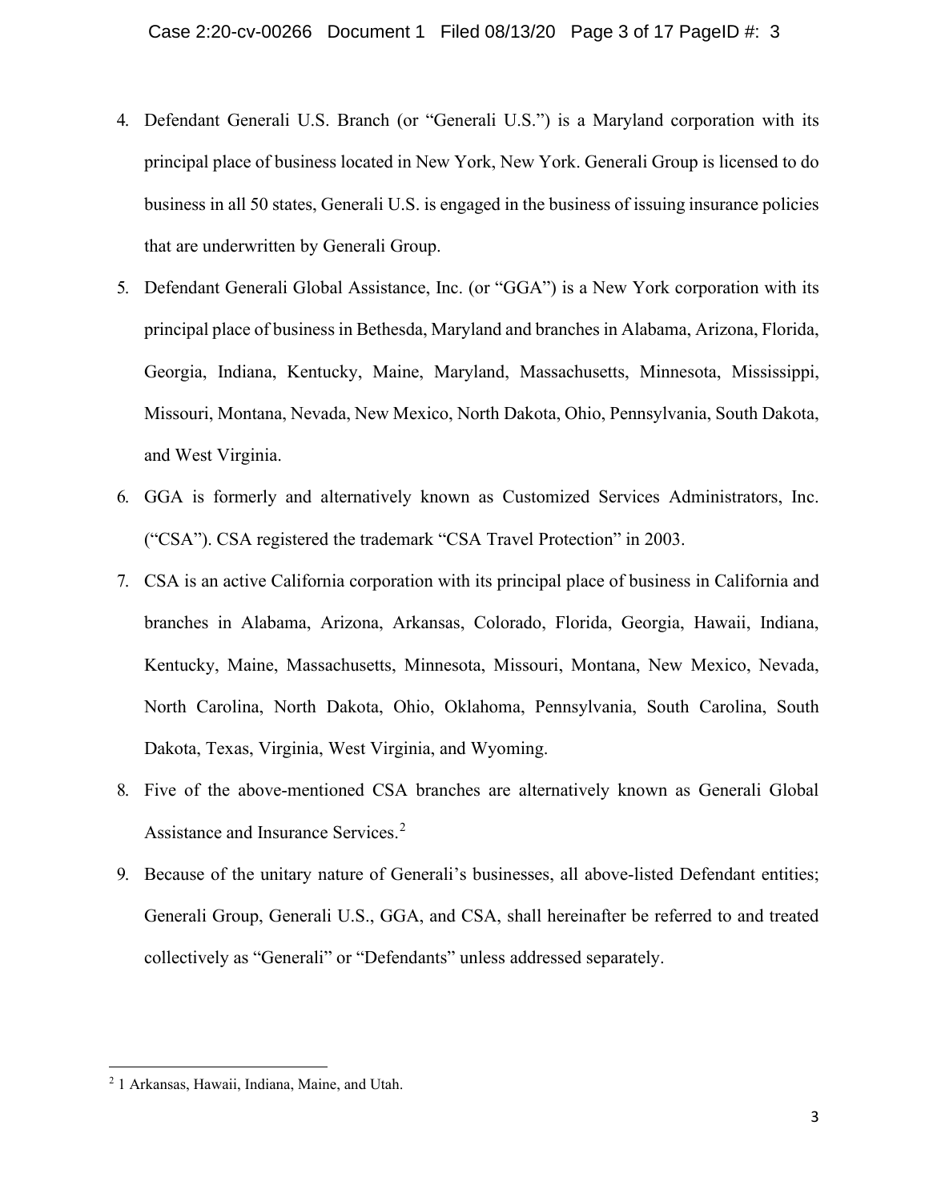4. Defendant Generali U.S. Branch (or "Generali U.S.") is a Maryland corporation with its principal place of business located in New York, New York. Generali Group is licensed to do business in all 50 states, Generali U.S. is engaged in the business of issuing insurance policies that are underwritten by Generali Group.
5. Defendant Generali Global Assistance, Inc. (or "GGA") is a New York corporation with its principal place of business in Bethesda, Maryland and branches in Alabama, Arizona, Florida, Georgia, Indiana, Kentucky, Maine, Maryland, Massachusetts, Minnesota, Mississippi, Missouri, Montana, Nevada, New Mexico, North Dakota, Ohio, Pennsylvania, South Dakota, and West Virginia.
6. GGA is formerly and alternatively known as Customized Services Administrators, Inc. ("CSA"). CSA registered the trademark "CSA Travel Protection" in 2003.
7. CSA is an active California corporation with its principal place of business in California and branches in Alabama, Arizona, Arkansas, Colorado, Florida, Georgia, Hawaii, Indiana, Kentucky, Maine, Massachusetts, Minnesota, Missouri, Montana, New Mexico, Nevada, North Carolina, North Dakota, Ohio, Oklahoma, Pennsylvania, South Carolina, South Dakota, Texas, Virginia, West Virginia, and Wyoming.
8. Five of the above-mentioned CSA branches are alternatively known as Generali Global Assistance and Insurance Services.[2]
9. Because of the unitary nature of Generali's businesses, all above-listed Defendant entities; Generali Group, Generali U.S., GGA, and CSA, shall hereinafter be referred to and treated collectively as "Generali" or "Defendants" unless addressed separately.

---

[2] 1 Arkansas, Hawaii, Indiana, Maine, and Utah.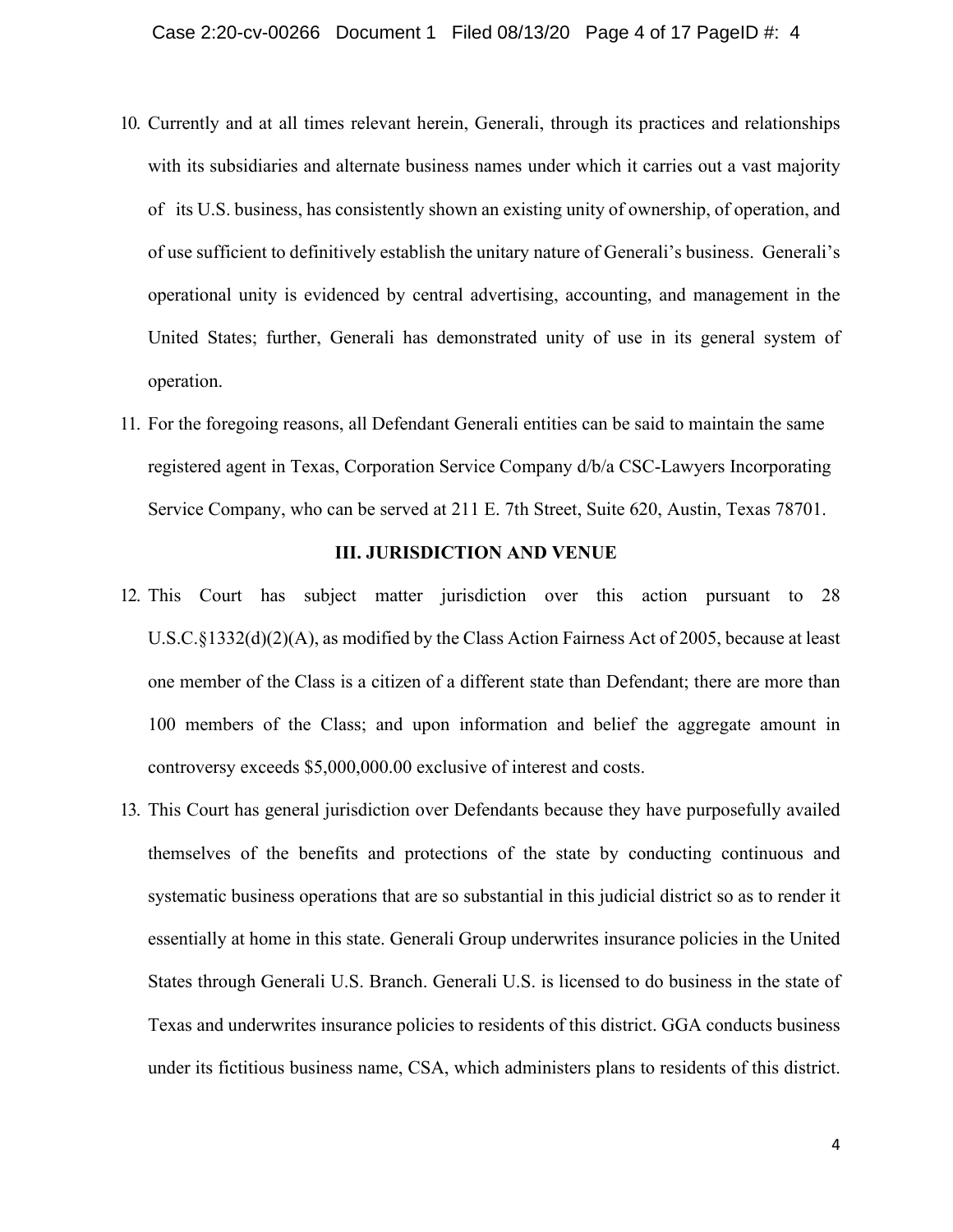10. Currently and at all times relevant herein, Generali, through its practices and relationships with its subsidiaries and alternate business names under which it carries out a vast majority of its U.S. business, has consistently shown an existing unity of ownership, of operation, and of use sufficient to definitively establish the unitary nature of Generali's business. Generali's operational unity is evidenced by central advertising, accounting, and management in the United States; further, Generali has demonstrated unity of use in its general system of operation.

11. For the foregoing reasons, all Defendant Generali entities can be said to maintain the same registered agent in Texas, Corporation Service Company d/b/a CSC-Lawyers Incorporating Service Company, who can be served at 211 E. 7th Street, Suite 620, Austin, Texas 78701.

## III. JURISDICTION AND VENUE

12. This Court has subject matter jurisdiction over this action pursuant to 28 U.S.C.§1332(d)(2)(A), as modified by the Class Action Fairness Act of 2005, because at least one member of the Class is a citizen of a different state than Defendant; there are more than 100 members of the Class; and upon information and belief the aggregate amount in controversy exceeds $5,000,000.00 exclusive of interest and costs.

13. This Court has general jurisdiction over Defendants because they have purposefully availed themselves of the benefits and protections of the state by conducting continuous and systematic business operations that are so substantial in this judicial district so as to render it essentially at home in this state. Generali Group underwrites insurance policies in the United States through Generali U.S. Branch. Generali U.S. is licensed to do business in the state of Texas and underwrites insurance policies to residents of this district. GGA conducts business under its fictitious business name, CSA, which administers plans to residents of this district.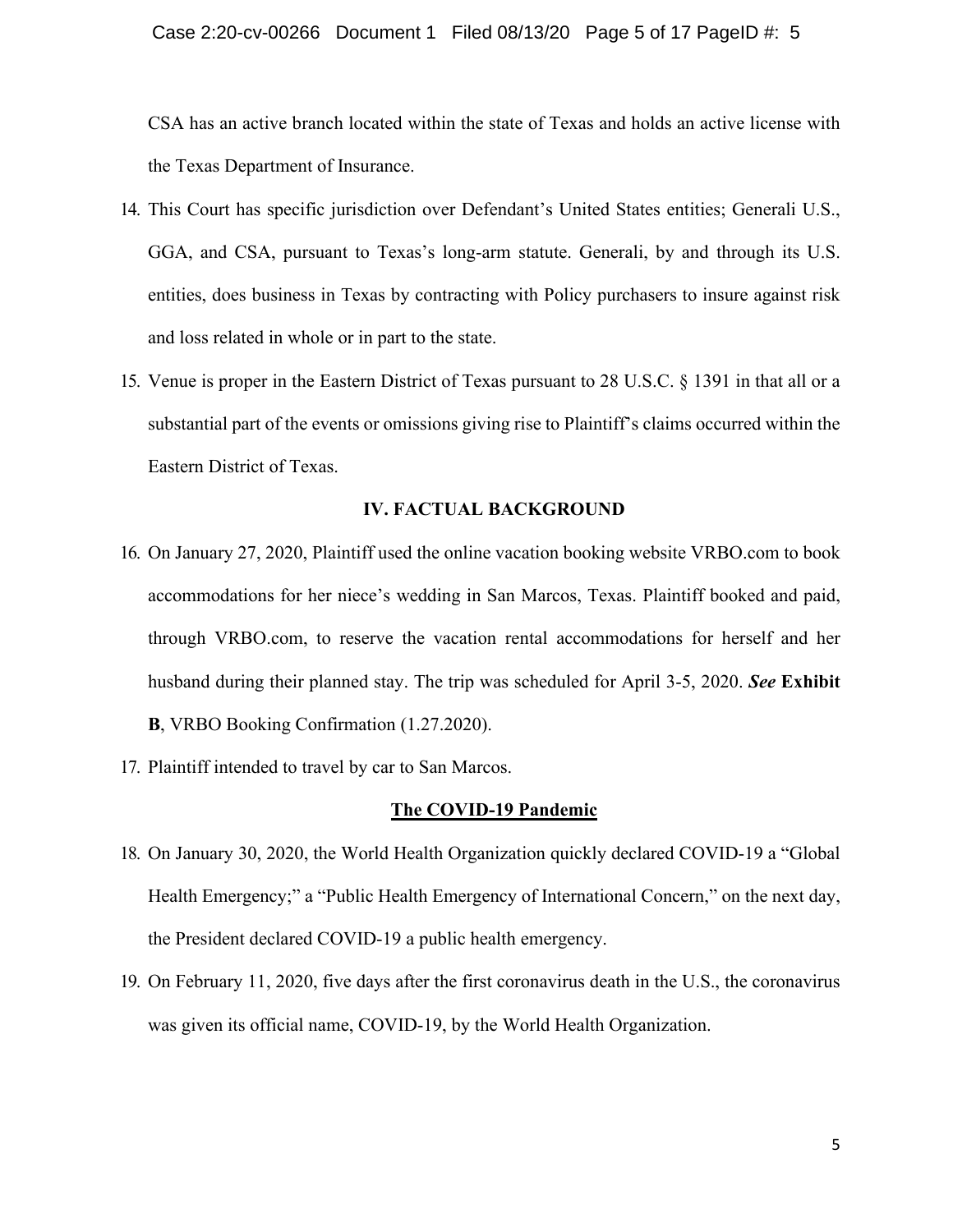CSA has an active branch located within the state of Texas and holds an active license with the Texas Department of Insurance.

14. This Court has specific jurisdiction over Defendant's United States entities; Generali U.S., GGA, and CSA, pursuant to Texas's long-arm statute. Generali, by and through its U.S. entities, does business in Texas by contracting with Policy purchasers to insure against risk and loss related in whole or in part to the state.

15. Venue is proper in the Eastern District of Texas pursuant to 28 U.S.C. § 1391 in that all or a substantial part of the events or omissions giving rise to Plaintiff's claims occurred within the Eastern District of Texas.

## IV. FACTUAL BACKGROUND

16. On January 27, 2020, Plaintiff used the online vacation booking website VRBO.com to book accommodations for her niece's wedding in San Marcos, Texas. Plaintiff booked and paid, through VRBO.com, to reserve the vacation rental accommodations for herself and her husband during their planned stay. The trip was scheduled for April 3-5, 2020. ***See*** **Exhibit B**, VRBO Booking Confirmation (1.27.2020).

17. Plaintiff intended to travel by car to San Marcos.

### The COVID-19 Pandemic

18. On January 30, 2020, the World Health Organization quickly declared COVID-19 a "Global Health Emergency;" a "Public Health Emergency of International Concern," on the next day, the President declared COVID-19 a public health emergency.

19. On February 11, 2020, five days after the first coronavirus death in the U.S., the coronavirus was given its official name, COVID-19, by the World Health Organization.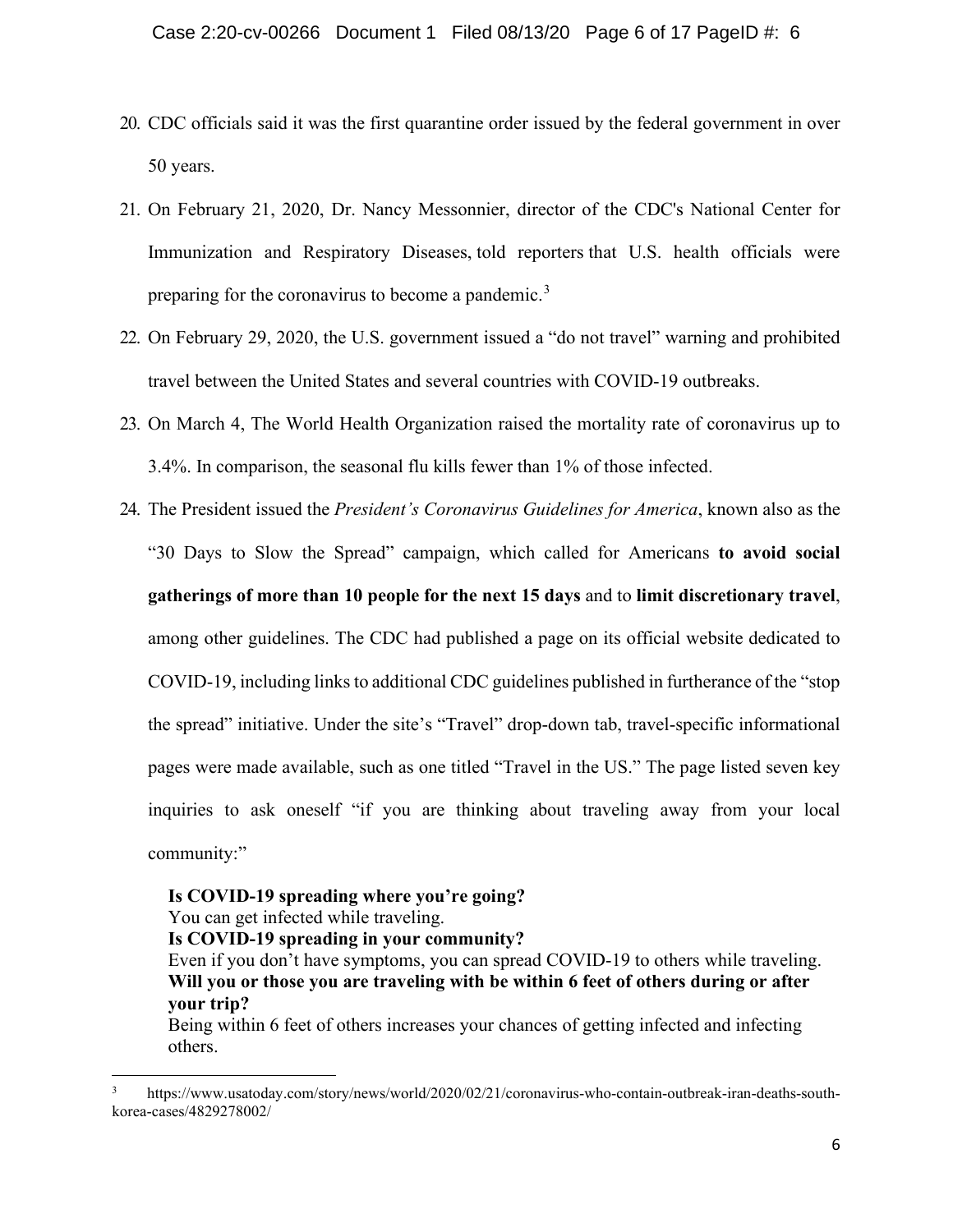20. CDC officials said it was the first quarantine order issued by the federal government in over 50 years.

21. On February 21, 2020, Dr. Nancy Messonnier, director of the CDC's National Center for Immunization and Respiratory Diseases, told reporters that U.S. health officials were preparing for the coronavirus to become a pandemic.[3]

22. On February 29, 2020, the U.S. government issued a "do not travel" warning and prohibited travel between the United States and several countries with COVID-19 outbreaks.

23. On March 4, The World Health Organization raised the mortality rate of coronavirus up to 3.4%. In comparison, the seasonal flu kills fewer than 1% of those infected.

24. The President issued the *President's Coronavirus Guidelines for America*, known also as the "30 Days to Slow the Spread" campaign, which called for Americans **to avoid social gatherings of more than 10 people for the next 15 days** and to **limit discretionary travel**, among other guidelines. The CDC had published a page on its official website dedicated to COVID-19, including links to additional CDC guidelines published in furtherance of the "stop the spread" initiative. Under the site's "Travel" drop-down tab, travel-specific informational pages were made available, such as one titled "Travel in the US." The page listed seven key inquiries to ask oneself "if you are thinking about traveling away from your local community:"

    **Is COVID-19 spreading where you're going?**
    You can get infected while traveling.
    **Is COVID-19 spreading in your community?**
    Even if you don't have symptoms, you can spread COVID-19 to others while traveling.
    **Will you or those you are traveling with be within 6 feet of others during or after your trip?**
    Being within 6 feet of others increases your chances of getting infected and infecting others.

---

[3] https://www.usatoday.com/story/news/world/2020/02/21/coronavirus-who-contain-outbreak-iran-deaths-south-korea-cases/4829278002/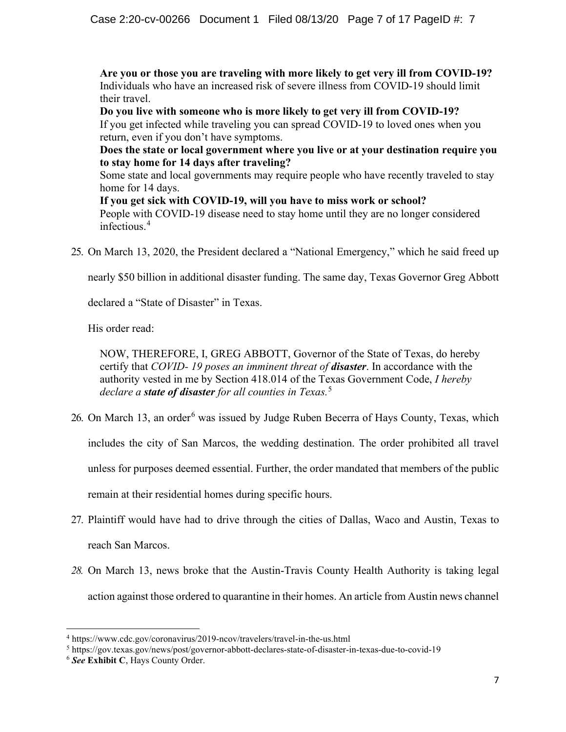**Are you or those you are traveling with more likely to get very ill from COVID-19?**
Individuals who have an increased risk of severe illness from COVID-19 should limit their travel.
**Do you live with someone who is more likely to get very ill from COVID-19?**
If you get infected while traveling you can spread COVID-19 to loved ones when you return, even if you don't have symptoms.
**Does the state or local government where you live or at your destination require you to stay home for 14 days after traveling?**
Some state and local governments may require people who have recently traveled to stay home for 14 days.
**If you get sick with COVID-19, will you have to miss work or school?**
People with COVID-19 disease need to stay home until they are no longer considered infectious.[4]

25. On March 13, 2020, the President declared a "National Emergency," which he said freed up nearly $50 billion in additional disaster funding. The same day, Texas Governor Greg Abbott declared a "State of Disaster" in Texas.

    His order read:

    > NOW, THEREFORE, I, GREG ABBOTT, Governor of the State of Texas, do hereby certify that *COVID- 19 poses an imminent threat of* ***disaster***. In accordance with the authority vested in me by Section 418.014 of the Texas Government Code, *I hereby declare a* ***state of disaster*** *for all counties in Texas.*[5]

26. On March 13, an order[6] was issued by Judge Ruben Becerra of Hays County, Texas, which includes the city of San Marcos, the wedding destination. The order prohibited all travel unless for purposes deemed essential. Further, the order mandated that members of the public remain at their residential homes during specific hours.

27. Plaintiff would have had to drive through the cities of Dallas, Waco and Austin, Texas to reach San Marcos.

28. On March 13, news broke that the Austin-Travis County Health Authority is taking legal action against those ordered to quarantine in their homes. An article from Austin news channel

---

[4] https://www.cdc.gov/coronavirus/2019-ncov/travelers/travel-in-the-us.html

[5] https://gov.texas.gov/news/post/governor-abbott-declares-state-of-disaster-in-texas-due-to-covid-19

[6] ***See*** **Exhibit C**, Hays County Order.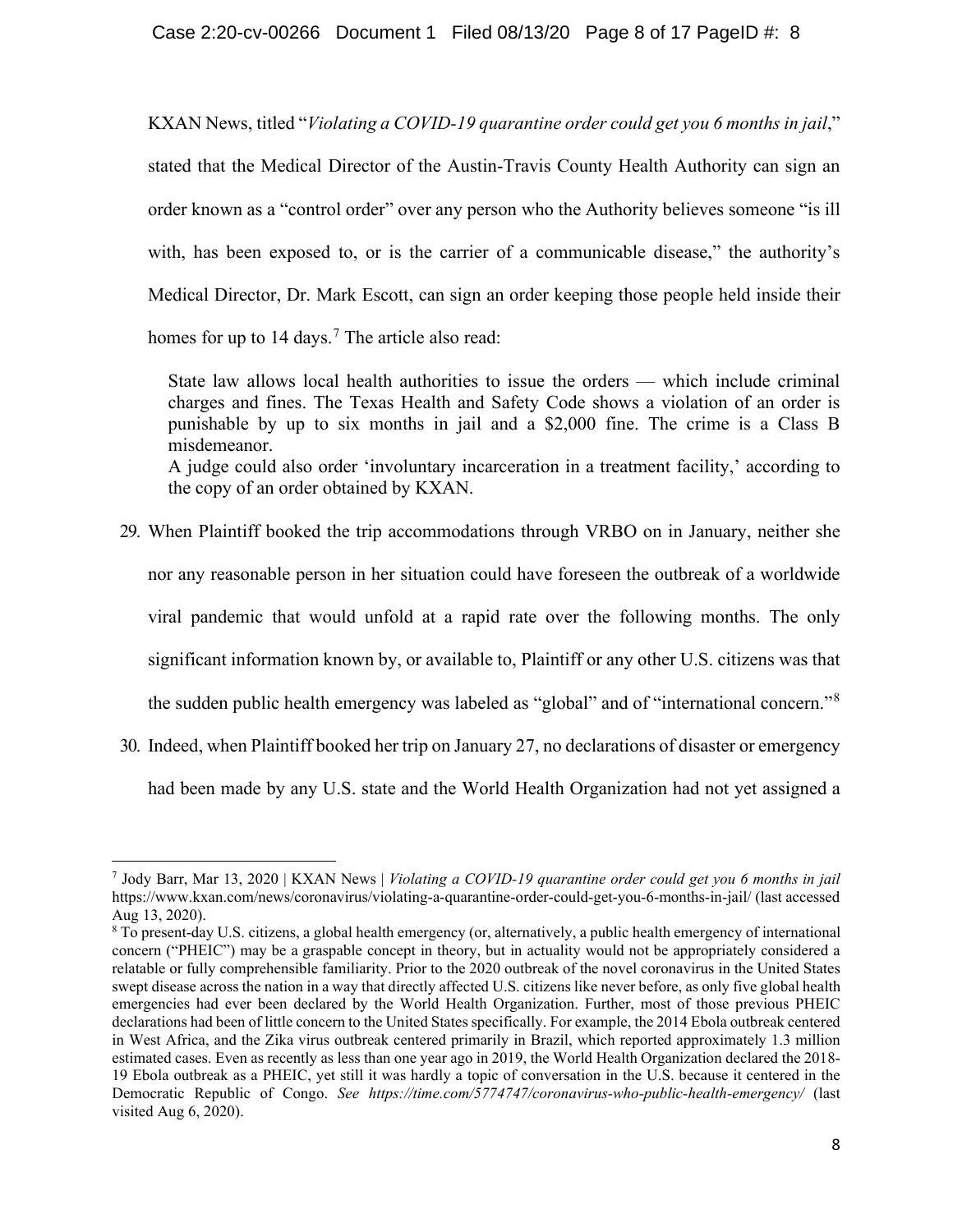KXAN News, titled "*Violating a COVID-19 quarantine order could get you 6 months in jail*," stated that the Medical Director of the Austin-Travis County Health Authority can sign an order known as a "control order" over any person who the Authority believes someone "is ill with, has been exposed to, or is the carrier of a communicable disease," the authority's Medical Director, Dr. Mark Escott, can sign an order keeping those people held inside their homes for up to 14 days.[7] The article also read:

> State law allows local health authorities to issue the orders — which include criminal charges and fines. The Texas Health and Safety Code shows a violation of an order is punishable by up to six months in jail and a $2,000 fine. The crime is a Class B misdemeanor.
> A judge could also order 'involuntary incarceration in a treatment facility,' according to the copy of an order obtained by KXAN.

29. When Plaintiff booked the trip accommodations through VRBO on in January, neither she nor any reasonable person in her situation could have foreseen the outbreak of a worldwide viral pandemic that would unfold at a rapid rate over the following months. The only significant information known by, or available to, Plaintiff or any other U.S. citizens was that the sudden public health emergency was labeled as "global" and of "international concern."[8]

30. Indeed, when Plaintiff booked her trip on January 27, no declarations of disaster or emergency had been made by any U.S. state and the World Health Organization had not yet assigned a

---

[7] Jody Barr, Mar 13, 2020 | KXAN News | *Violating a COVID-19 quarantine order could get you 6 months in jail* https://www.kxan.com/news/coronavirus/violating-a-quarantine-order-could-get-you-6-months-in-jail/ (last accessed Aug 13, 2020).

[8] To present-day U.S. citizens, a global health emergency (or, alternatively, a public health emergency of international concern ("PHEIC") may be a graspable concept in theory, but in actuality would not be appropriately considered a relatable or fully comprehensible familiarity. Prior to the 2020 outbreak of the novel coronavirus in the United States swept disease across the nation in a way that directly affected U.S. citizens like never before, as only five global health emergencies had ever been declared by the World Health Organization. Further, most of those previous PHEIC declarations had been of little concern to the United States specifically. For example, the 2014 Ebola outbreak centered in West Africa, and the Zika virus outbreak centered primarily in Brazil, which reported approximately 1.3 million estimated cases. Even as recently as less than one year ago in 2019, the World Health Organization declared the 2018-19 Ebola outbreak as a PHEIC, yet still it was hardly a topic of conversation in the U.S. because it centered in the Democratic Republic of Congo. *See https://time.com/5774747/coronavirus-who-public-health-emergency/* (last visited Aug 6, 2020).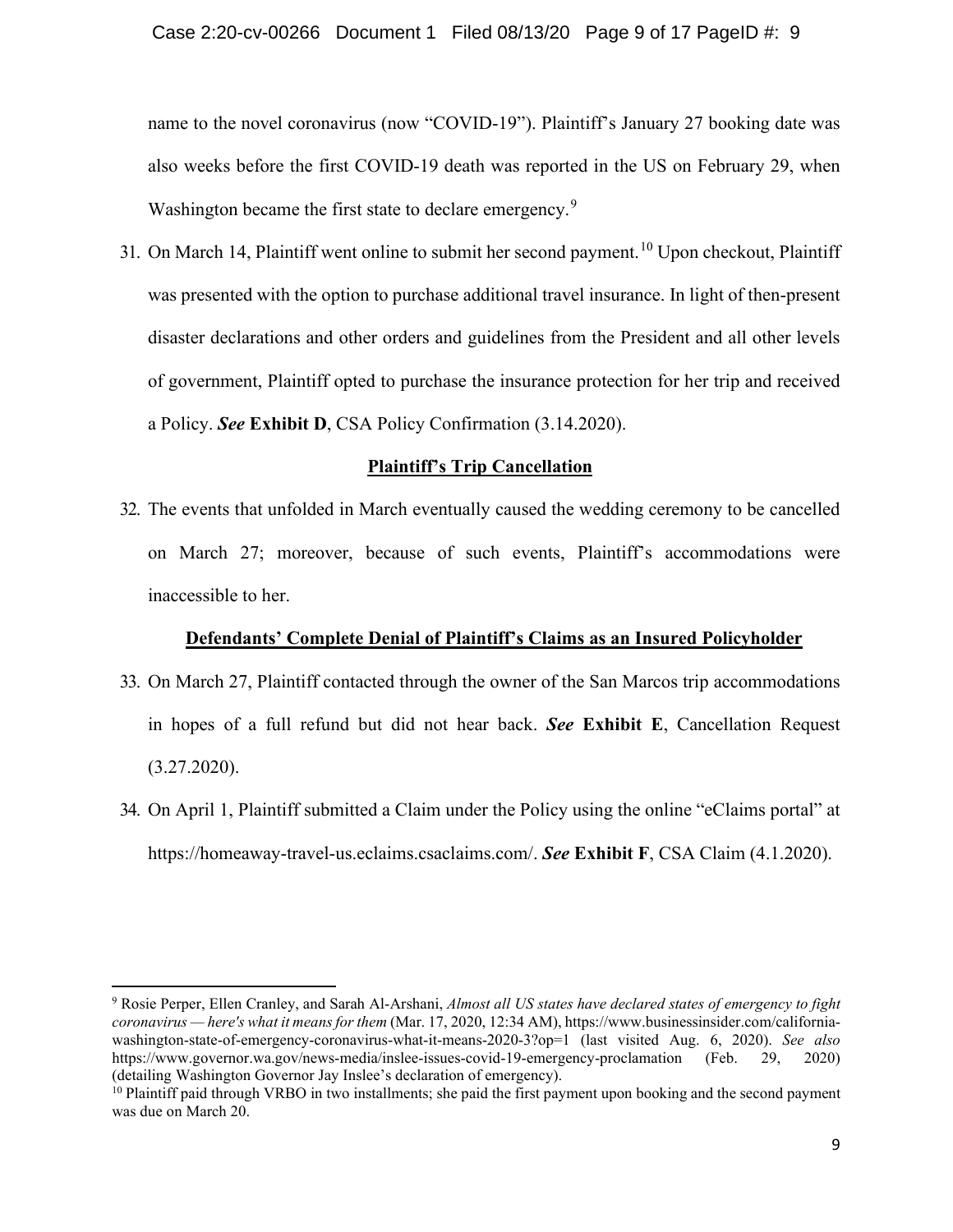name to the novel coronavirus (now "COVID-19"). Plaintiff's January 27 booking date was also weeks before the first COVID-19 death was reported in the US on February 29, when Washington became the first state to declare emergency.[9]

31. On March 14, Plaintiff went online to submit her second payment.[10] Upon checkout, Plaintiff was presented with the option to purchase additional travel insurance. In light of then-present disaster declarations and other orders and guidelines from the President and all other levels of government, Plaintiff opted to purchase the insurance protection for her trip and received a Policy. ***See*** **Exhibit D**, CSA Policy Confirmation (3.14.2020).

**<u>Plaintiff's Trip Cancellation</u>**

32. The events that unfolded in March eventually caused the wedding ceremony to be cancelled on March 27; moreover, because of such events, Plaintiff's accommodations were inaccessible to her.

**<u>Defendants' Complete Denial of Plaintiff's Claims as an Insured Policyholder</u>**

33. On March 27, Plaintiff contacted through the owner of the San Marcos trip accommodations in hopes of a full refund but did not hear back. ***See*** **Exhibit E**, Cancellation Request (3.27.2020).

34. On April 1, Plaintiff submitted a Claim under the Policy using the online "eClaims portal" at https://homeaway-travel-us.eclaims.csaclaims.com/. ***See*** **Exhibit F**, CSA Claim (4.1.2020).

---

[9] Rosie Perper, Ellen Cranley, and Sarah Al-Arshani, *Almost all US states have declared states of emergency to fight coronavirus — here's what it means for them* (Mar. 17, 2020, 12:34 AM), https://www.businessinsider.com/california-washington-state-of-emergency-coronavirus-what-it-means-2020-3?op=1 (last visited Aug. 6, 2020). *See also* https://www.governor.wa.gov/news-media/inslee-issues-covid-19-emergency-proclamation (Feb. 29, 2020) (detailing Washington Governor Jay Inslee's declaration of emergency).

[10] Plaintiff paid through VRBO in two installments; she paid the first payment upon booking and the second payment was due on March 20.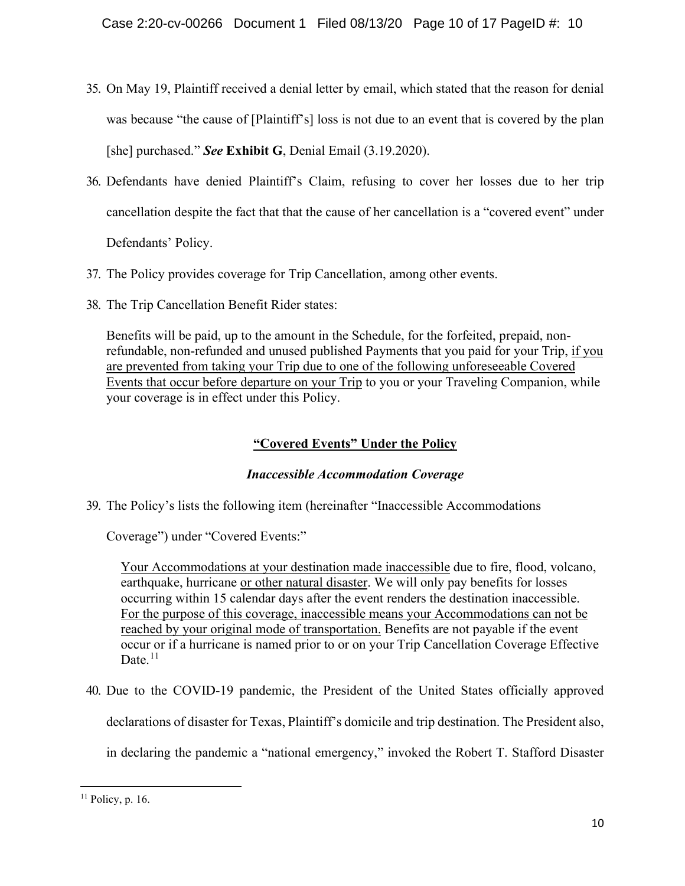35. On May 19, Plaintiff received a denial letter by email, which stated that the reason for denial was because "the cause of [Plaintiff's] loss is not due to an event that is covered by the plan [she] purchased." ***See*** **Exhibit G**, Denial Email (3.19.2020).

36. Defendants have denied Plaintiff's Claim, refusing to cover her losses due to her trip cancellation despite the fact that that the cause of her cancellation is a "covered event" under Defendants' Policy.

37. The Policy provides coverage for Trip Cancellation, among other events.

38. The Trip Cancellation Benefit Rider states:

> Benefits will be paid, up to the amount in the Schedule, for the forfeited, prepaid, non-refundable, non-refunded and unused published Payments that you paid for your Trip, <u>if you are prevented from taking your Trip due to one of the following unforeseeable Covered Events that occur before departure on your Trip</u> to you or your Traveling Companion, while your coverage is in effect under this Policy.

## <u>"Covered Events" Under the Policy</u>

### *Inaccessible Accommodation Coverage*

39. The Policy's lists the following item (hereinafter "Inaccessible Accommodations Coverage") under "Covered Events:"

> <u>Your Accommodations at your destination made inaccessible</u> due to fire, flood, volcano, earthquake, hurricane <u>or other natural disaster</u>. We will only pay benefits for losses occurring within 15 calendar days after the event renders the destination inaccessible. <u>For the purpose of this coverage, inaccessible means your Accommodations can not be reached by your original mode of transportation.</u> Benefits are not payable if the event occur or if a hurricane is named prior to or on your Trip Cancellation Coverage Effective Date.[11]

40. Due to the COVID-19 pandemic, the President of the United States officially approved declarations of disaster for Texas, Plaintiff's domicile and trip destination. The President also, in declaring the pandemic a "national emergency," invoked the Robert T. Stafford Disaster

---

[11] Policy, p. 16.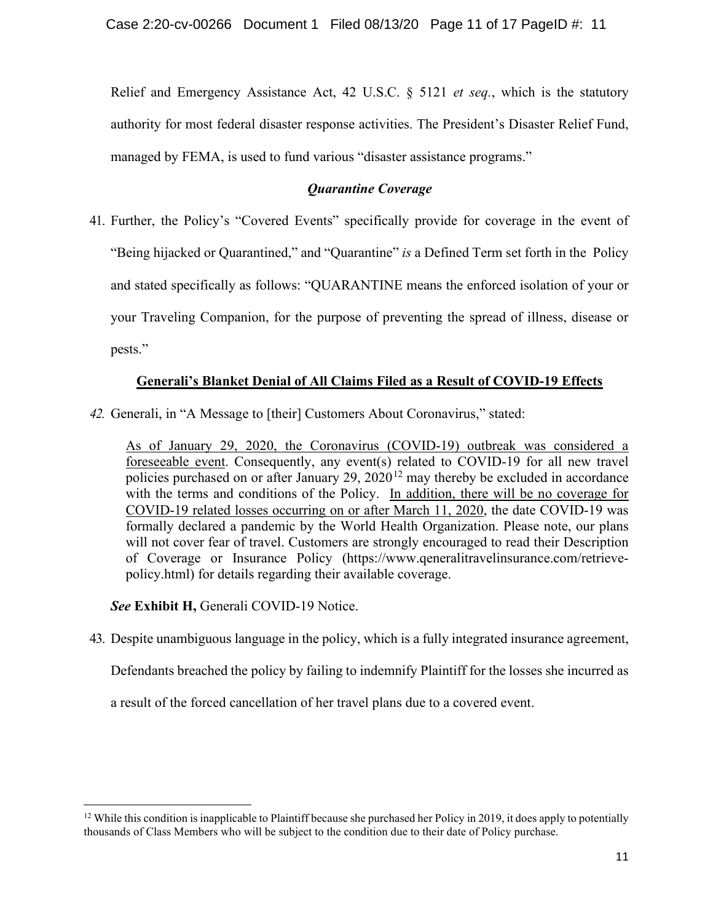Relief and Emergency Assistance Act, 42 U.S.C. § 5121 *et seq.*, which is the statutory authority for most federal disaster response activities. The President's Disaster Relief Fund, managed by FEMA, is used to fund various "disaster assistance programs."

***Quarantine Coverage***

41. Further, the Policy's "Covered Events" specifically provide for coverage in the event of "Being hijacked or Quarantined," and "Quarantine" *is* a Defined Term set forth in the Policy and stated specifically as follows: "QUARANTINE means the enforced isolation of your or your Traveling Companion, for the purpose of preventing the spread of illness, disease or pests."

**Generali's Blanket Denial of All Claims Filed as a Result of COVID-19 Effects**

*42.* Generali, in "A Message to [their] Customers About Coronavirus," stated:

> As of January 29, 2020, the Coronavirus (COVID-19) outbreak was considered a foreseeable event. Consequently, any event(s) related to COVID-19 for all new travel policies purchased on or after January 29, 2020[12] may thereby be excluded in accordance with the terms and conditions of the Policy. In addition, there will be no coverage for COVID-19 related losses occurring on or after March 11, 2020, the date COVID-19 was formally declared a pandemic by the World Health Organization. Please note, our plans will not cover fear of travel. Customers are strongly encouraged to read their Description of Coverage or Insurance Policy (https://www.qeneralitravelinsurance.com/retrieve-policy.html) for details regarding their available coverage.

***See* Exhibit H,** Generali COVID-19 Notice.

43. Despite unambiguous language in the policy, which is a fully integrated insurance agreement, Defendants breached the policy by failing to indemnify Plaintiff for the losses she incurred as a result of the forced cancellation of her travel plans due to a covered event.

---

[12] While this condition is inapplicable to Plaintiff because she purchased her Policy in 2019, it does apply to potentially thousands of Class Members who will be subject to the condition due to their date of Policy purchase.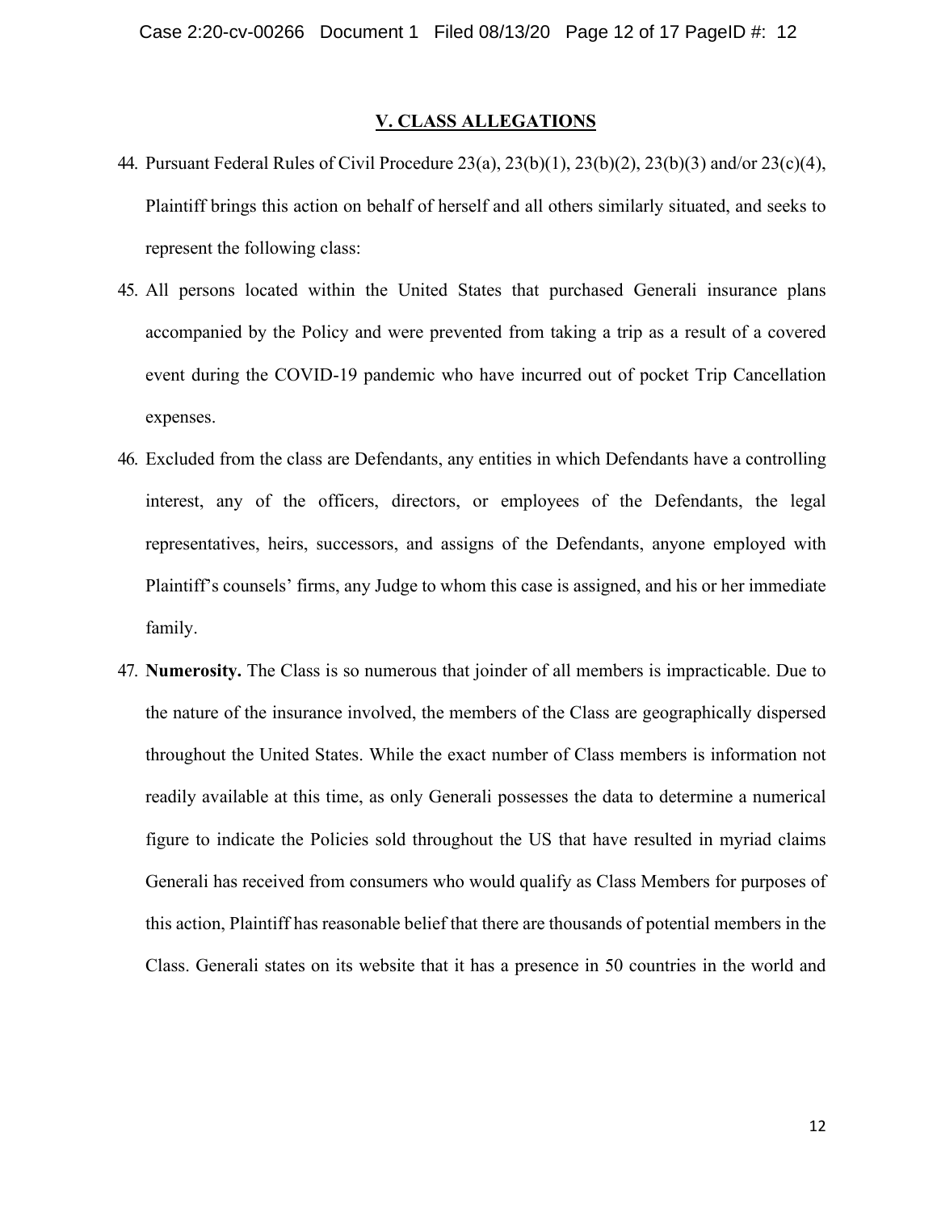## V. CLASS ALLEGATIONS

44. Pursuant Federal Rules of Civil Procedure 23(a), 23(b)(1), 23(b)(2), 23(b)(3) and/or 23(c)(4), Plaintiff brings this action on behalf of herself and all others similarly situated, and seeks to represent the following class:

45. All persons located within the United States that purchased Generali insurance plans accompanied by the Policy and were prevented from taking a trip as a result of a covered event during the COVID-19 pandemic who have incurred out of pocket Trip Cancellation expenses.

46. Excluded from the class are Defendants, any entities in which Defendants have a controlling interest, any of the officers, directors, or employees of the Defendants, the legal representatives, heirs, successors, and assigns of the Defendants, anyone employed with Plaintiff's counsels' firms, any Judge to whom this case is assigned, and his or her immediate family.

47. **Numerosity.** The Class is so numerous that joinder of all members is impracticable. Due to the nature of the insurance involved, the members of the Class are geographically dispersed throughout the United States. While the exact number of Class members is information not readily available at this time, as only Generali possesses the data to determine a numerical figure to indicate the Policies sold throughout the US that have resulted in myriad claims Generali has received from consumers who would qualify as Class Members for purposes of this action, Plaintiff has reasonable belief that there are thousands of potential members in the Class. Generali states on its website that it has a presence in 50 countries in the world and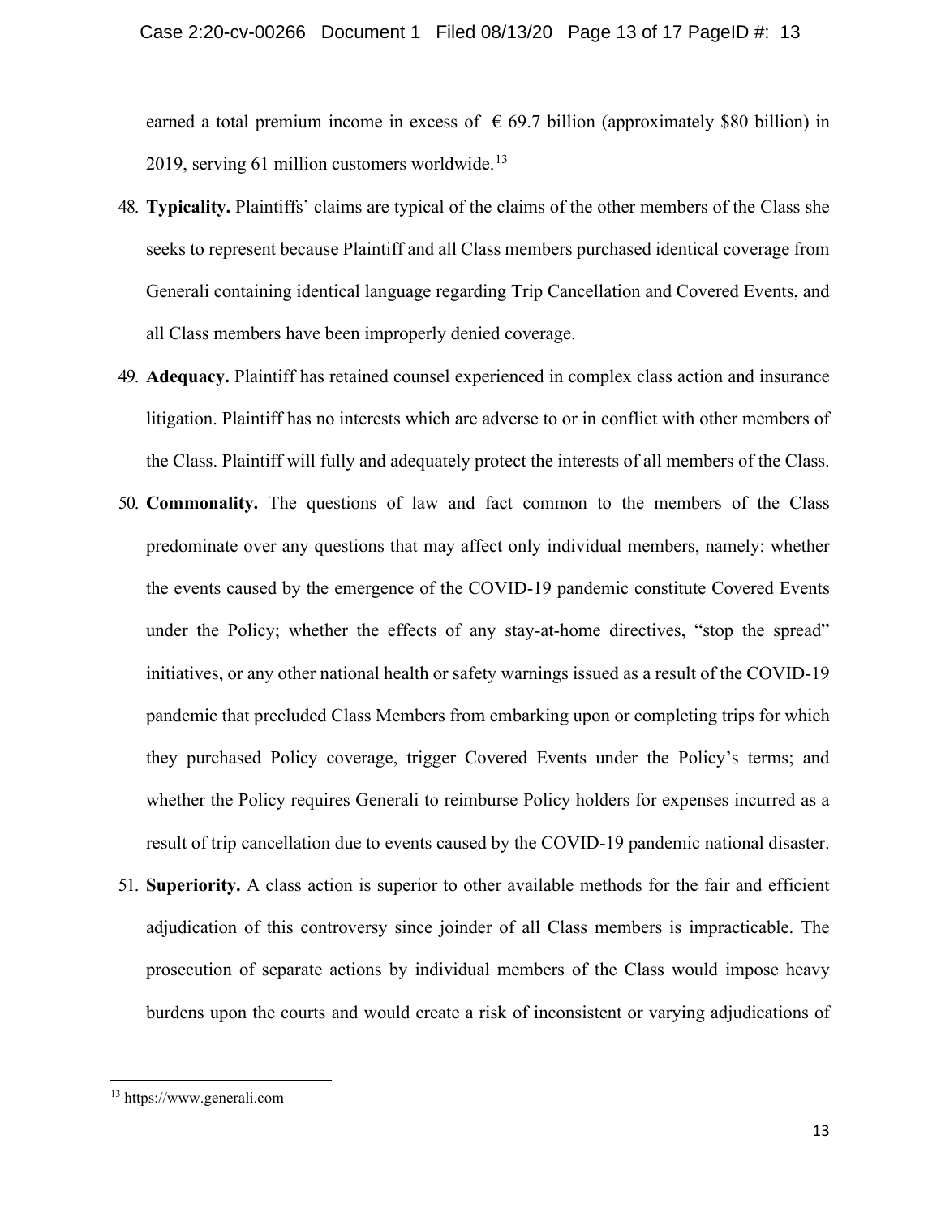earned a total premium income in excess of € 69.7 billion (approximately $80 billion) in 2019, serving 61 million customers worldwide.[13]

48. **Typicality.** Plaintiffs' claims are typical of the claims of the other members of the Class she seeks to represent because Plaintiff and all Class members purchased identical coverage from Generali containing identical language regarding Trip Cancellation and Covered Events, and all Class members have been improperly denied coverage.

49. **Adequacy.** Plaintiff has retained counsel experienced in complex class action and insurance litigation. Plaintiff has no interests which are adverse to or in conflict with other members of the Class. Plaintiff will fully and adequately protect the interests of all members of the Class.

50. **Commonality.** The questions of law and fact common to the members of the Class predominate over any questions that may affect only individual members, namely: whether the events caused by the emergence of the COVID-19 pandemic constitute Covered Events under the Policy; whether the effects of any stay-at-home directives, "stop the spread" initiatives, or any other national health or safety warnings issued as a result of the COVID-19 pandemic that precluded Class Members from embarking upon or completing trips for which they purchased Policy coverage, trigger Covered Events under the Policy's terms; and whether the Policy requires Generali to reimburse Policy holders for expenses incurred as a result of trip cancellation due to events caused by the COVID-19 pandemic national disaster.

51. **Superiority.** A class action is superior to other available methods for the fair and efficient adjudication of this controversy since joinder of all Class members is impracticable. The prosecution of separate actions by individual members of the Class would impose heavy burdens upon the courts and would create a risk of inconsistent or varying adjudications of

---

[13] https://www.generali.com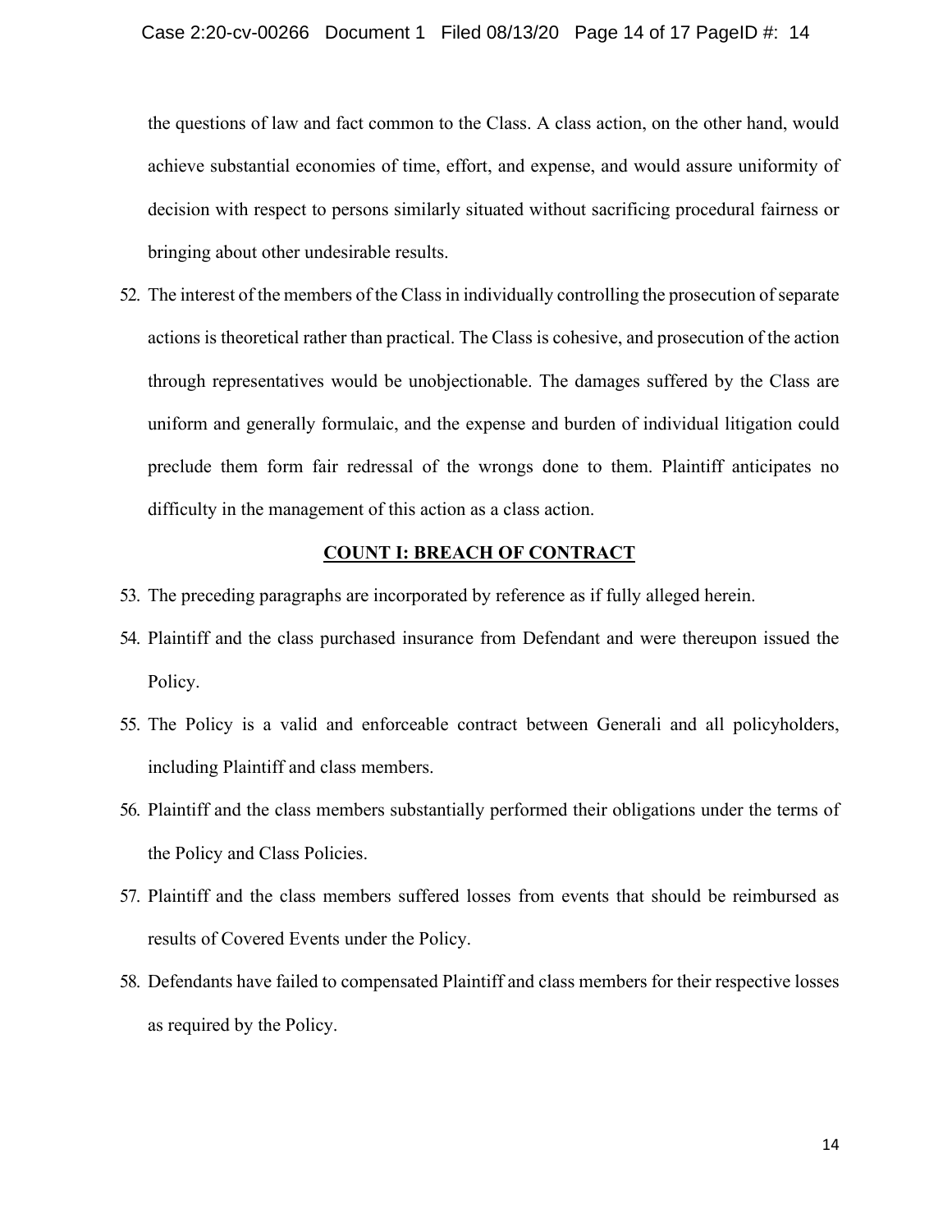the questions of law and fact common to the Class. A class action, on the other hand, would achieve substantial economies of time, effort, and expense, and would assure uniformity of decision with respect to persons similarly situated without sacrificing procedural fairness or bringing about other undesirable results.

52. The interest of the members of the Class in individually controlling the prosecution of separate actions is theoretical rather than practical. The Class is cohesive, and prosecution of the action through representatives would be unobjectionable. The damages suffered by the Class are uniform and generally formulaic, and the expense and burden of individual litigation could preclude them form fair redressal of the wrongs done to them. Plaintiff anticipates no difficulty in the management of this action as a class action.

## COUNT I: BREACH OF CONTRACT

53. The preceding paragraphs are incorporated by reference as if fully alleged herein.
54. Plaintiff and the class purchased insurance from Defendant and were thereupon issued the Policy.
55. The Policy is a valid and enforceable contract between Generali and all policyholders, including Plaintiff and class members.
56. Plaintiff and the class members substantially performed their obligations under the terms of the Policy and Class Policies.
57. Plaintiff and the class members suffered losses from events that should be reimbursed as results of Covered Events under the Policy.
58. Defendants have failed to compensated Plaintiff and class members for their respective losses as required by the Policy.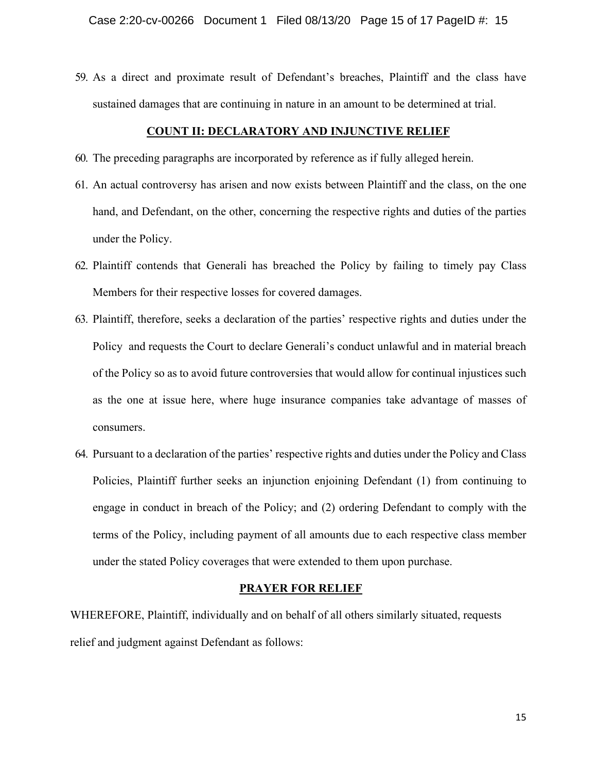59. As a direct and proximate result of Defendant's breaches, Plaintiff and the class have sustained damages that are continuing in nature in an amount to be determined at trial.

## COUNT II: DECLARATORY AND INJUNCTIVE RELIEF

60. The preceding paragraphs are incorporated by reference as if fully alleged herein.

61. An actual controversy has arisen and now exists between Plaintiff and the class, on the one hand, and Defendant, on the other, concerning the respective rights and duties of the parties under the Policy.

62. Plaintiff contends that Generali has breached the Policy by failing to timely pay Class Members for their respective losses for covered damages.

63. Plaintiff, therefore, seeks a declaration of the parties' respective rights and duties under the Policy and requests the Court to declare Generali's conduct unlawful and in material breach of the Policy so as to avoid future controversies that would allow for continual injustices such as the one at issue here, where huge insurance companies take advantage of masses of consumers.

64. Pursuant to a declaration of the parties' respective rights and duties under the Policy and Class Policies, Plaintiff further seeks an injunction enjoining Defendant (1) from continuing to engage in conduct in breach of the Policy; and (2) ordering Defendant to comply with the terms of the Policy, including payment of all amounts due to each respective class member under the stated Policy coverages that were extended to them upon purchase.

## PRAYER FOR RELIEF

WHEREFORE, Plaintiff, individually and on behalf of all others similarly situated, requests relief and judgment against Defendant as follows: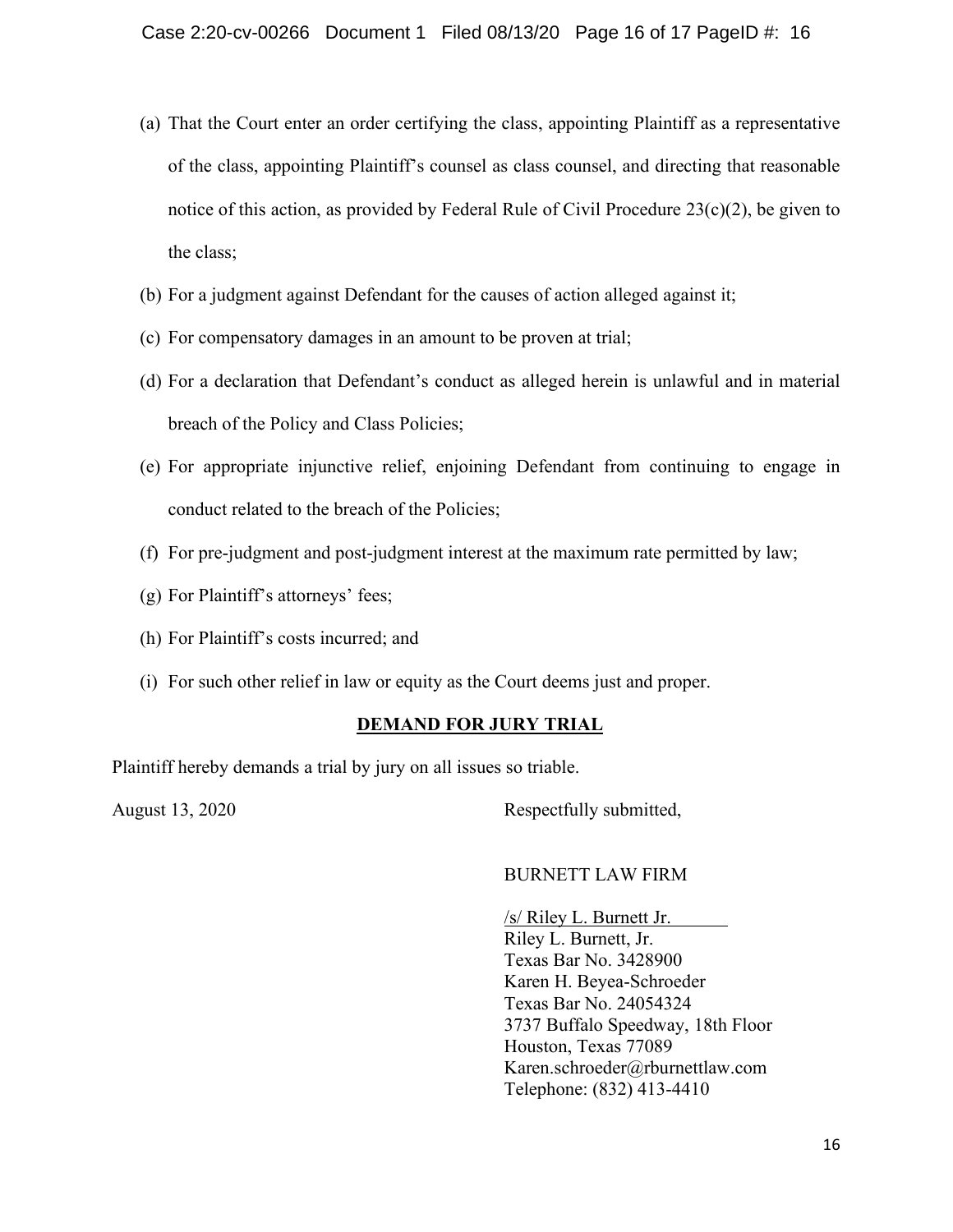(a) That the Court enter an order certifying the class, appointing Plaintiff as a representative of the class, appointing Plaintiff's counsel as class counsel, and directing that reasonable notice of this action, as provided by Federal Rule of Civil Procedure 23(c)(2), be given to the class;

(b) For a judgment against Defendant for the causes of action alleged against it;

(c) For compensatory damages in an amount to be proven at trial;

(d) For a declaration that Defendant's conduct as alleged herein is unlawful and in material breach of the Policy and Class Policies;

(e) For appropriate injunctive relief, enjoining Defendant from continuing to engage in conduct related to the breach of the Policies;

(f) For pre-judgment and post-judgment interest at the maximum rate permitted by law;

(g) For Plaintiff's attorneys' fees;

(h) For Plaintiff's costs incurred; and

(i) For such other relief in law or equity as the Court deems just and proper.

## DEMAND FOR JURY TRIAL

Plaintiff hereby demands a trial by jury on all issues so triable.

August 13, 2020

Respectfully submitted,

BURNETT LAW FIRM

/s/ Riley L. Burnett Jr.
Riley L. Burnett, Jr.
Texas Bar No. 3428900
Karen H. Beyea-Schroeder
Texas Bar No. 24054324
3737 Buffalo Speedway, 18th Floor
Houston, Texas 77089
Karen.schroeder@rburnettlaw.com
Telephone: (832) 413-4410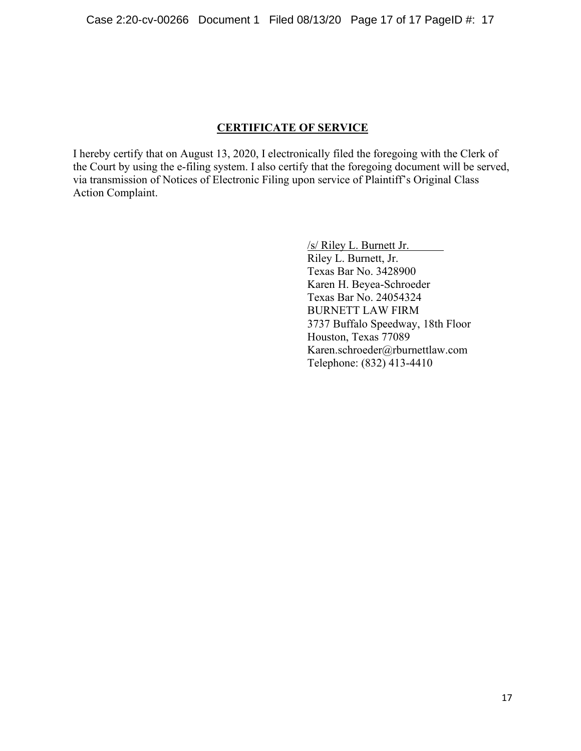## CERTIFICATE OF SERVICE

I hereby certify that on August 13, 2020, I electronically filed the foregoing with the Clerk of the Court by using the e-filing system. I also certify that the foregoing document will be served, via transmission of Notices of Electronic Filing upon service of Plaintiff's Original Class Action Complaint.

/s/ Riley L. Burnett Jr.
Riley L. Burnett, Jr.
Texas Bar No. 3428900
Karen H. Beyea-Schroeder
Texas Bar No. 24054324
BURNETT LAW FIRM
3737 Buffalo Speedway, 18th Floor
Houston, Texas 77089
Karen.schroeder@rburnettlaw.com
Telephone: (832) 413-4410